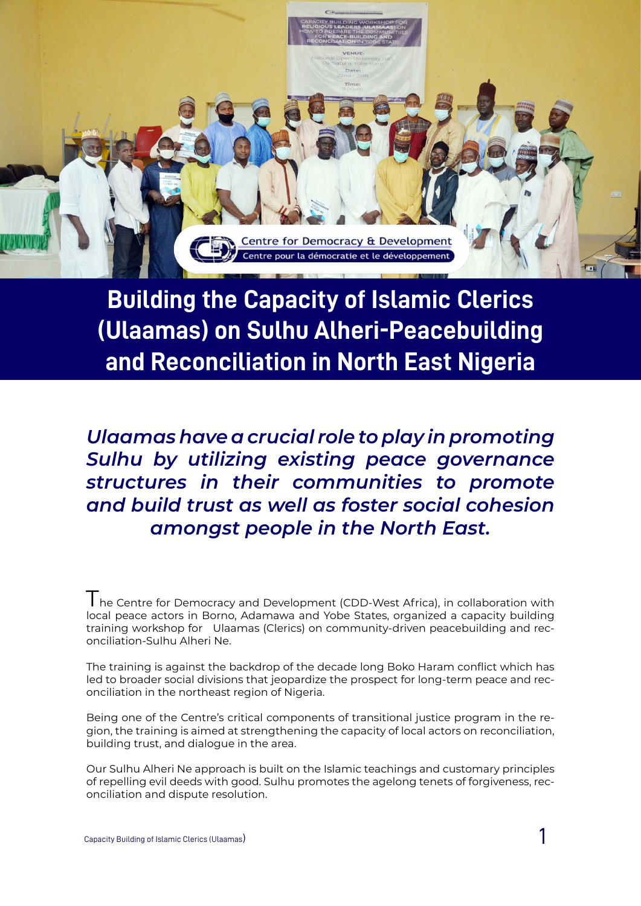# Building the Capacity of Islamic Clerics (Ulaamas) on Sulhu Alheri-Peacebuilding and Reconciliation in North East Nigeria

***Ulaamas have a crucial role to play in promoting Sulhu by utilizing existing peace governance structures in their communities to promote and build trust as well as foster social cohesion amongst people in the North East.***

The Centre for Democracy and Development (CDD-West Africa), in collaboration with local peace actors in Borno, Adamawa and Yobe States, organized a capacity building training workshop for Ulaamas (Clerics) on community-driven peacebuilding and reconciliation-Sulhu Alheri Ne.

The training is against the backdrop of the decade long Boko Haram conflict which has led to broader social divisions that jeopardize the prospect for long-term peace and reconciliation in the northeast region of Nigeria.

Being one of the Centre's critical components of transitional justice program in the region, the training is aimed at strengthening the capacity of local actors on reconciliation, building trust, and dialogue in the area.

Our Sulhu Alheri Ne approach is built on the Islamic teachings and customary principles of repelling evil deeds with good. Sulhu promotes the agelong tenets of forgiveness, reconciliation and dispute resolution.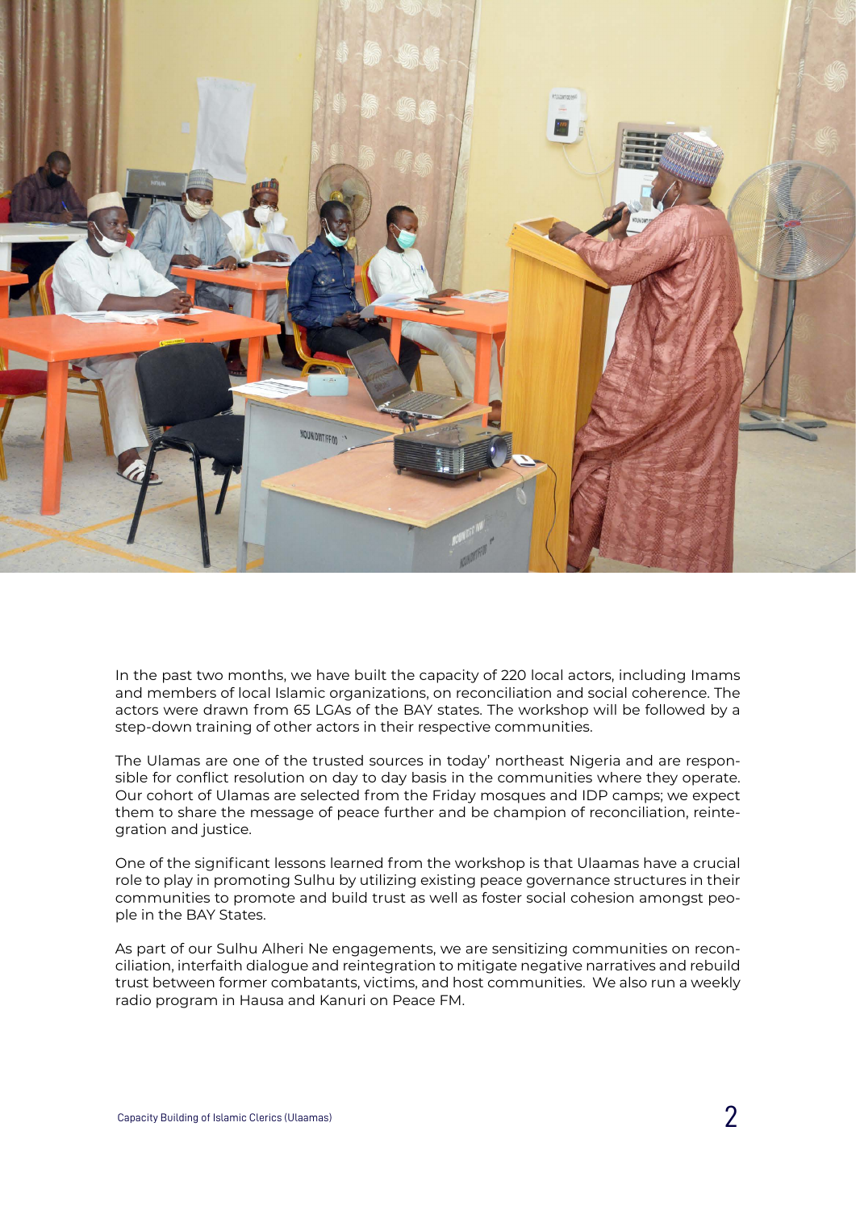In the past two months, we have built the capacity of 220 local actors, including Imams and members of local Islamic organizations, on reconciliation and social coherence. The actors were drawn from 65 LGAs of the BAY states. The workshop will be followed by a step-down training of other actors in their respective communities.

The Ulamas are one of the trusted sources in today' northeast Nigeria and are responsible for conflict resolution on day to day basis in the communities where they operate. Our cohort of Ulamas are selected from the Friday mosques and IDP camps; we expect them to share the message of peace further and be champion of reconciliation, reintegration and justice.

One of the significant lessons learned from the workshop is that Ulaamas have a crucial role to play in promoting Sulhu by utilizing existing peace governance structures in their communities to promote and build trust as well as foster social cohesion amongst people in the BAY States.

As part of our Sulhu Alheri Ne engagements, we are sensitizing communities on reconciliation, interfaith dialogue and reintegration to mitigate negative narratives and rebuild trust between former combatants, victims, and host communities. We also run a weekly radio program in Hausa and Kanuri on Peace FM.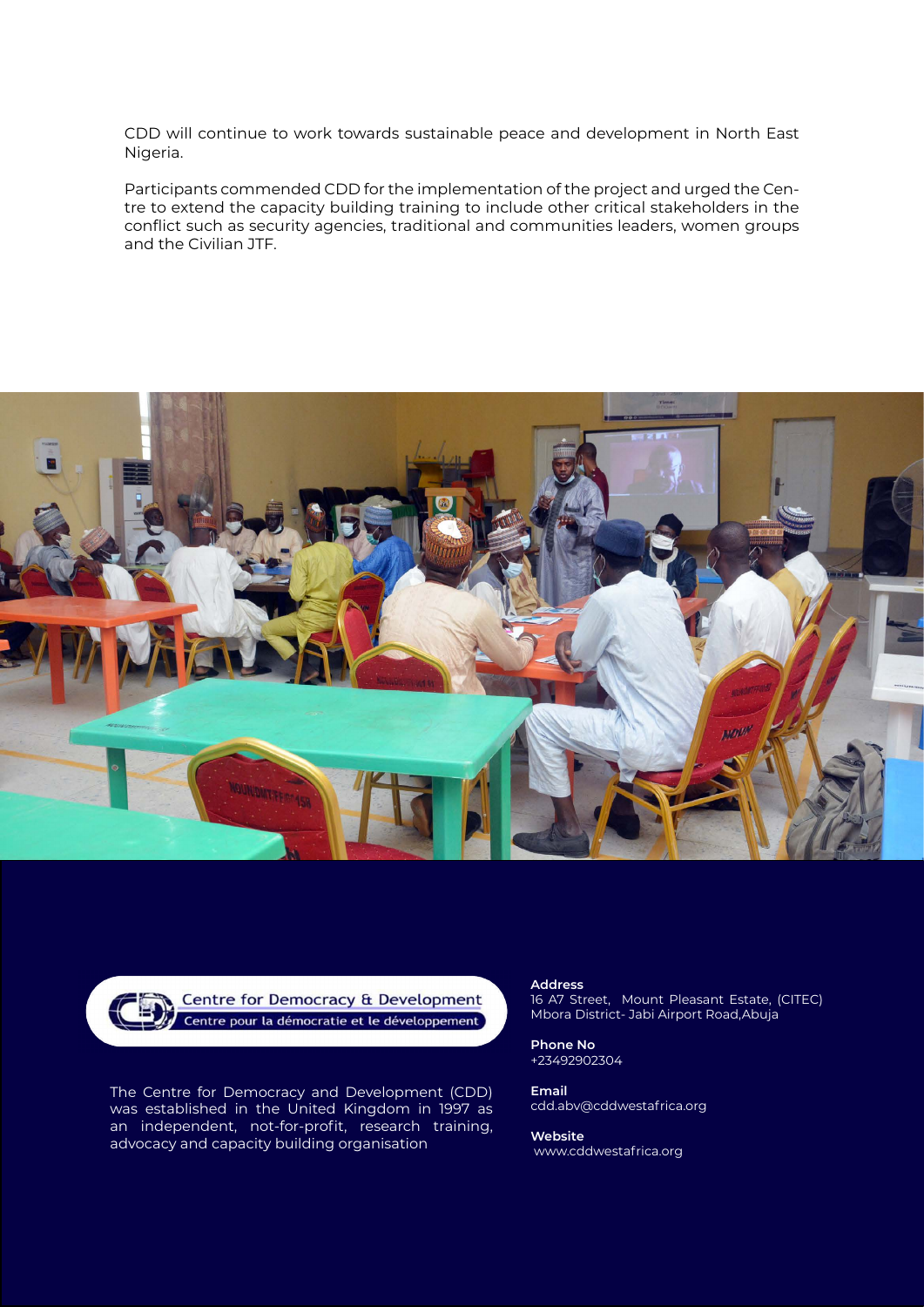CDD will continue to work towards sustainable peace and development in North East Nigeria.

Participants commended CDD for the implementation of the project and urged the Centre to extend the capacity building training to include other critical stakeholders in the conflict such as security agencies, traditional and communities leaders, women groups and the Civilian JTF.

Centre for Democracy & Development

Centre pour la démocratie et le développement

The Centre for Democracy and Development (CDD) was established in the United Kingdom in 1997 as an independent, not-for-profit, research training, advocacy and capacity building organisation

**Address**
16 A7 Street, Mount Pleasant Estate, (CITEC)
Mbora District- Jabi Airport Road,Abuja

**Phone No**
+23492902304

**Email**
cdd.abv@cddwestafrica.org

**Website**
www.cddwestafrica.org